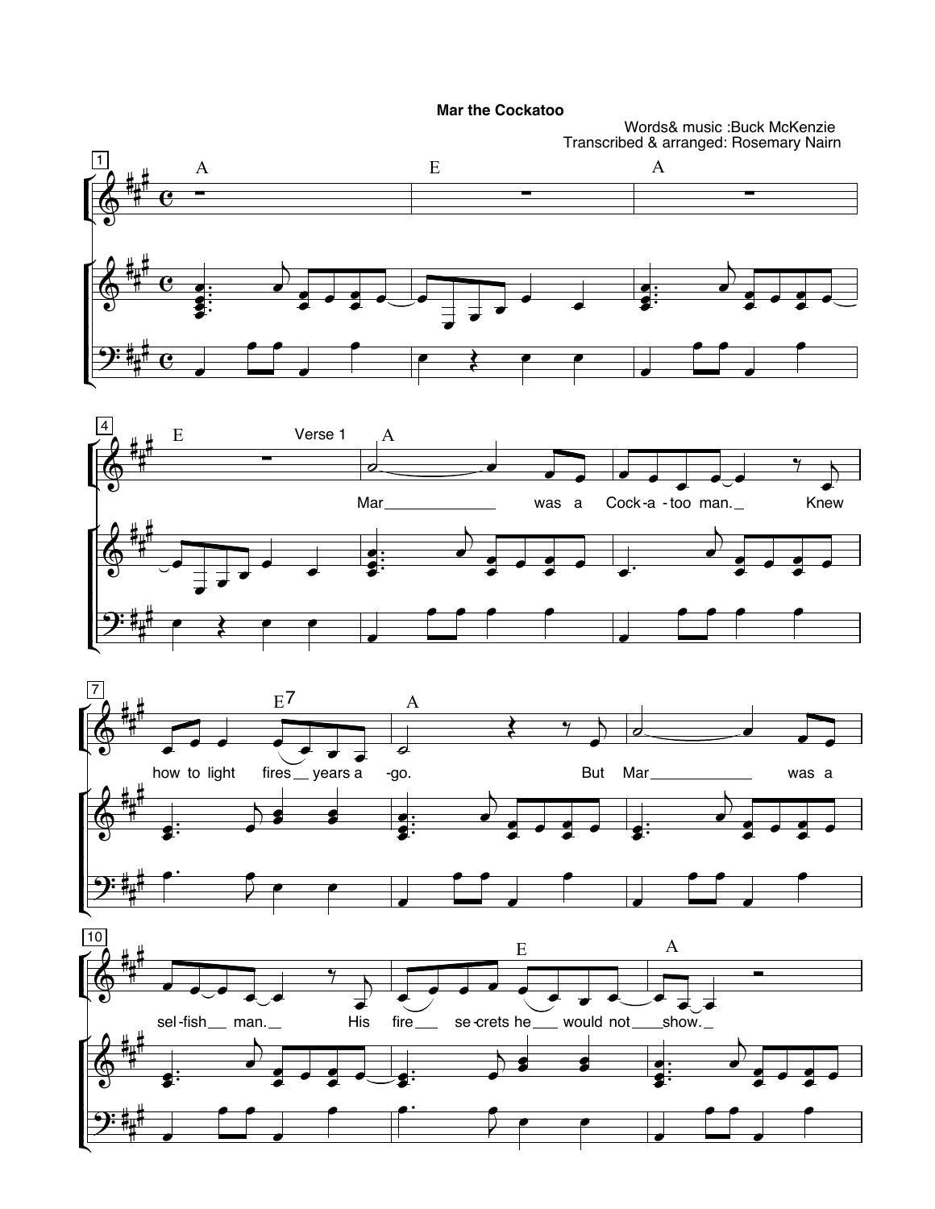# Mar the Cockatoo

Words& music :Buck McKenzie
Transcribed & arranged: Rosemary Nairn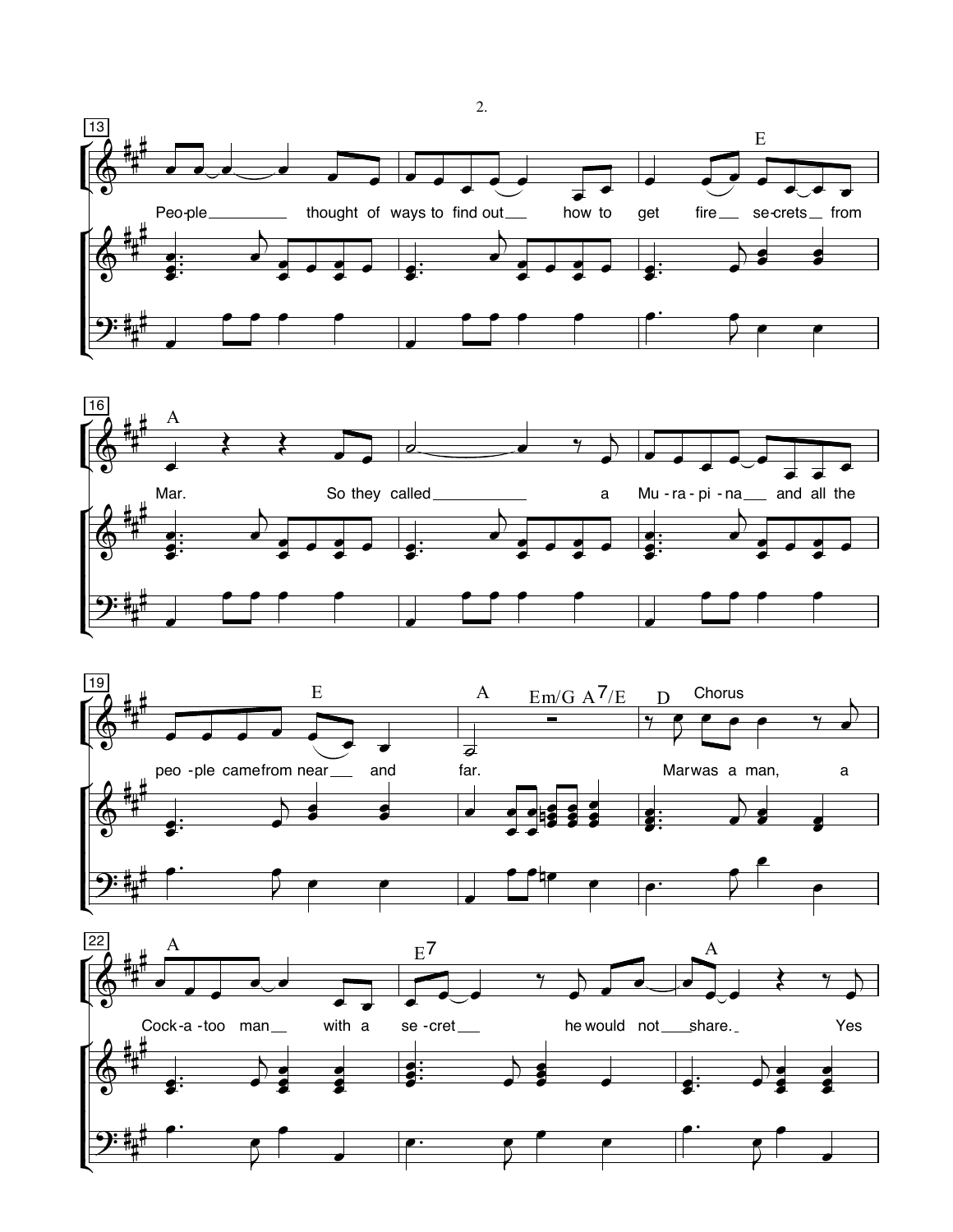13

E

People thought of ways to find out how to get fire secrets from

16

A

Mar. So they called a Mu-ra-pi-na and all the

19

E A Em/G A7/E D Chorus

peo-ple came from near and far. Mar was a man, a

22

A E7 A

Cock-a-too man with a se-cret he would not share. Yes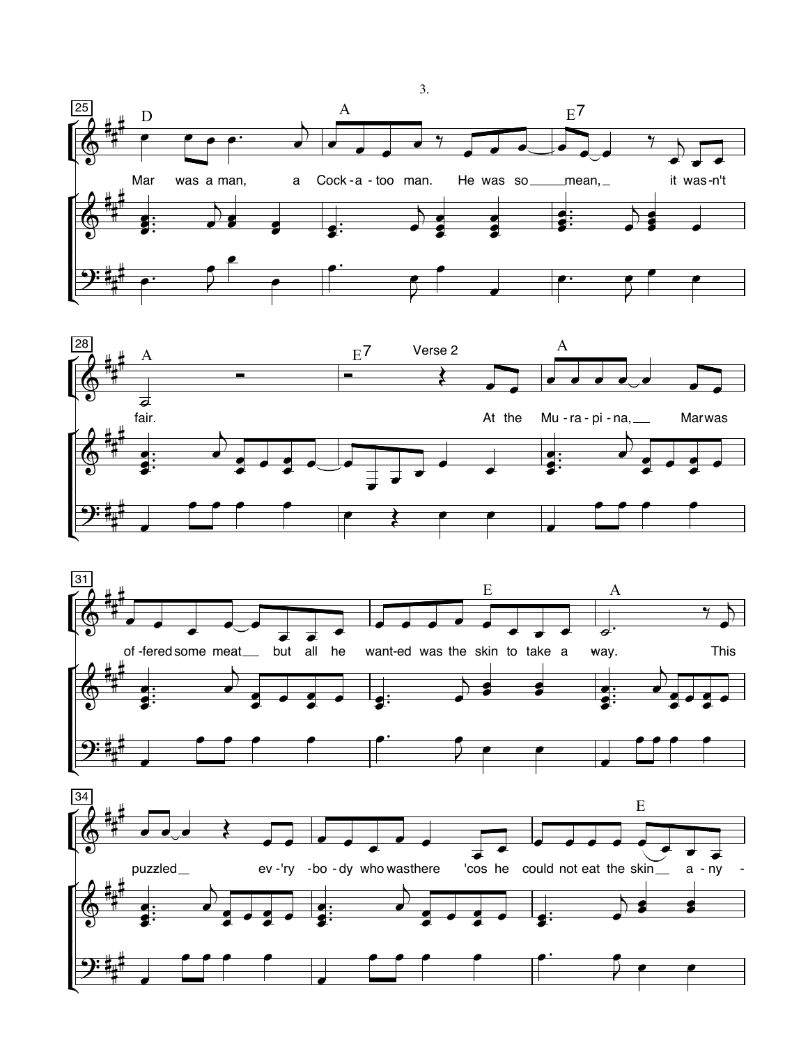Mar was a man, a Cock-a-too man. He was so mean, it was-n't fair.

Verse 2

At the Mu-ra-pi-na, Mar was of-fered some meat but all he want-ed was the skin to take a way. This puzzled ev-'ry-bo-dy who was there 'cos he could not eat the skin a-ny-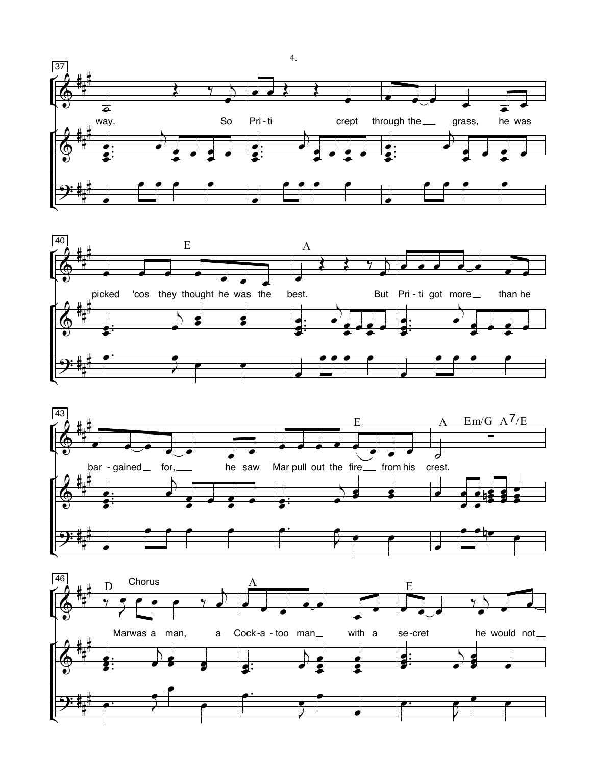**37**

way. So Pri - ti crept through the grass, he was

**40**

E A

picked 'cos they thought he was the best. But Pri - ti got more than he

**43**

E A Em/G A7/E

bar - gained for, he saw Mar pull out the fire from his crest.

**46**

D **Chorus** A E

Mar was a man, a Cock - a - too man with a se - cret he would not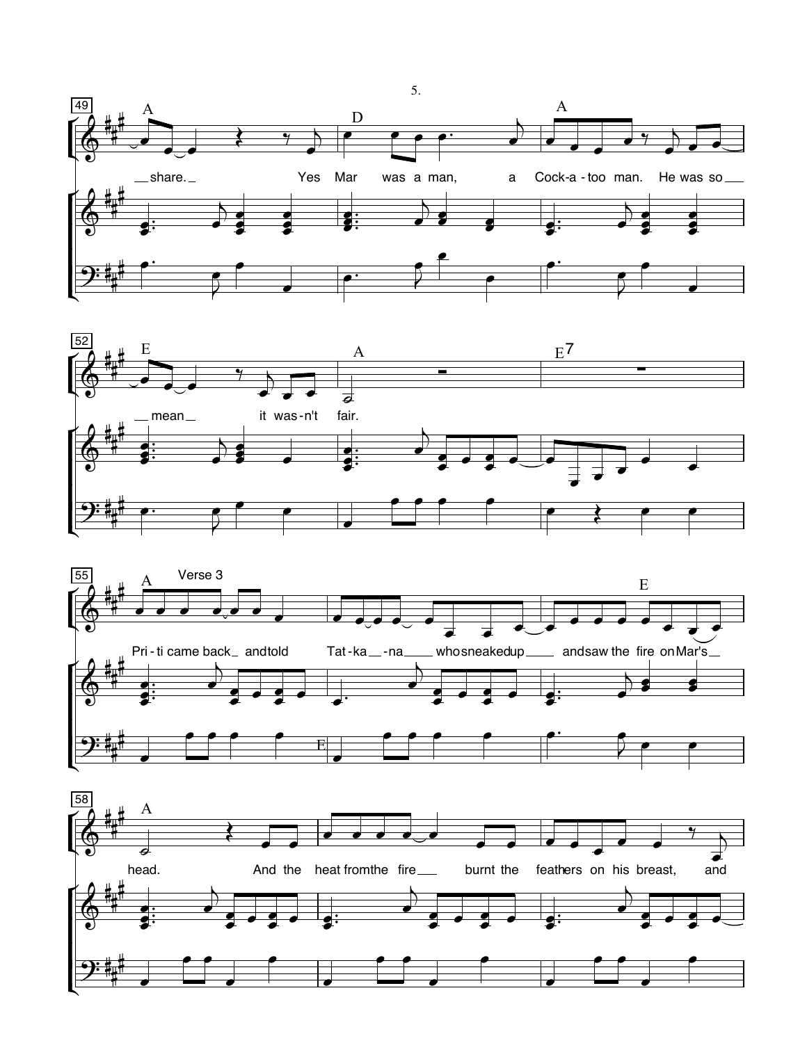49

A · D · A

share. Yes Mar was a man, a Cock-a-too man. He was so

52

E · A · E7

mean it was-n't fair.

55

A · Verse 3 · E

Pri-ti came back and told Tat-ka-na who sneaked up and saw the fire on Mar's

58

A

head. And the heat from the fire burnt the feathers on his breast, and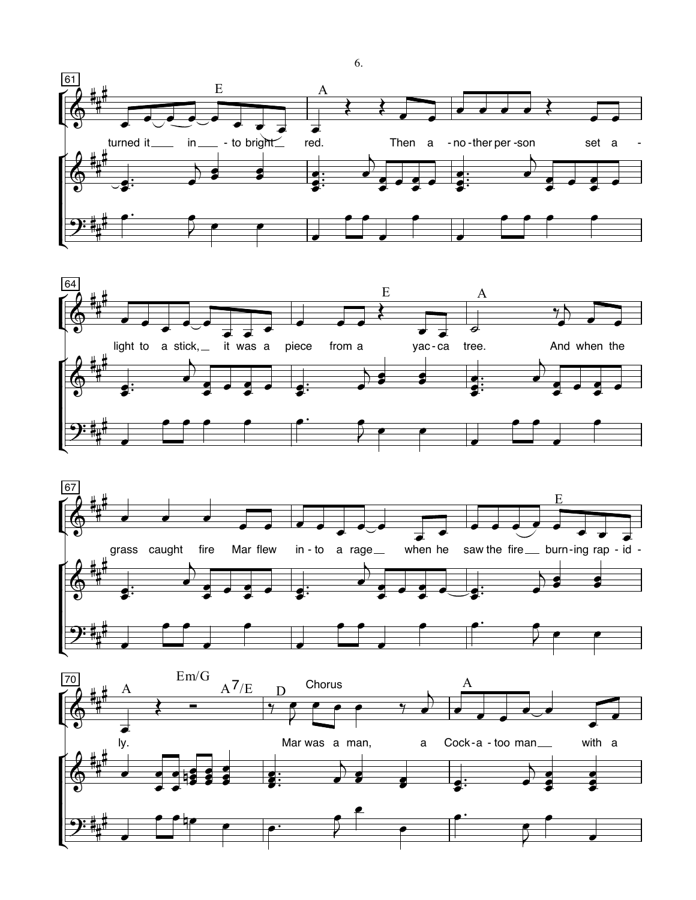61

E A

turned it in - to bright red. Then a - no - ther per - son set a -

64

E A

light to a stick, it was a piece from a yac - ca tree. And when the

67

E

grass caught fire Mar flew in - to a rage when he saw the fire burn - ing rap - id -

70

A Em/G A7/E D Chorus A

ly. Mar was a man, a Cock - a - too man with a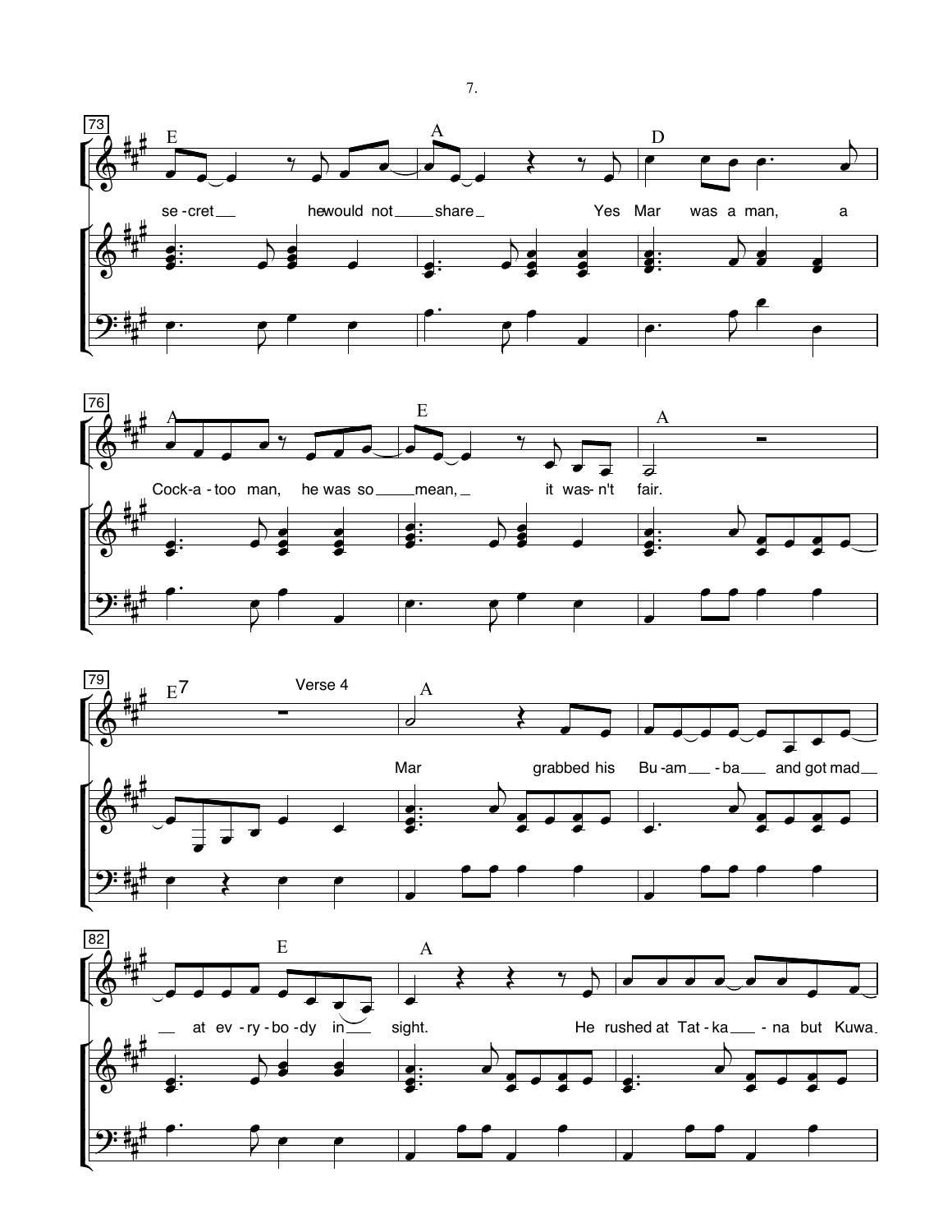73

E A D

se - cret he would not share Yes Mar was a man, a

76

A E A

Cock-a - too man, he was so mean, it was- n't fair.

79

E7 A

Verse 4

Mar grabbed his Bu -am - ba and got mad

82

E A

at ev - ry - bo - dy in sight. He rushed at Tat - ka - na but Kuwa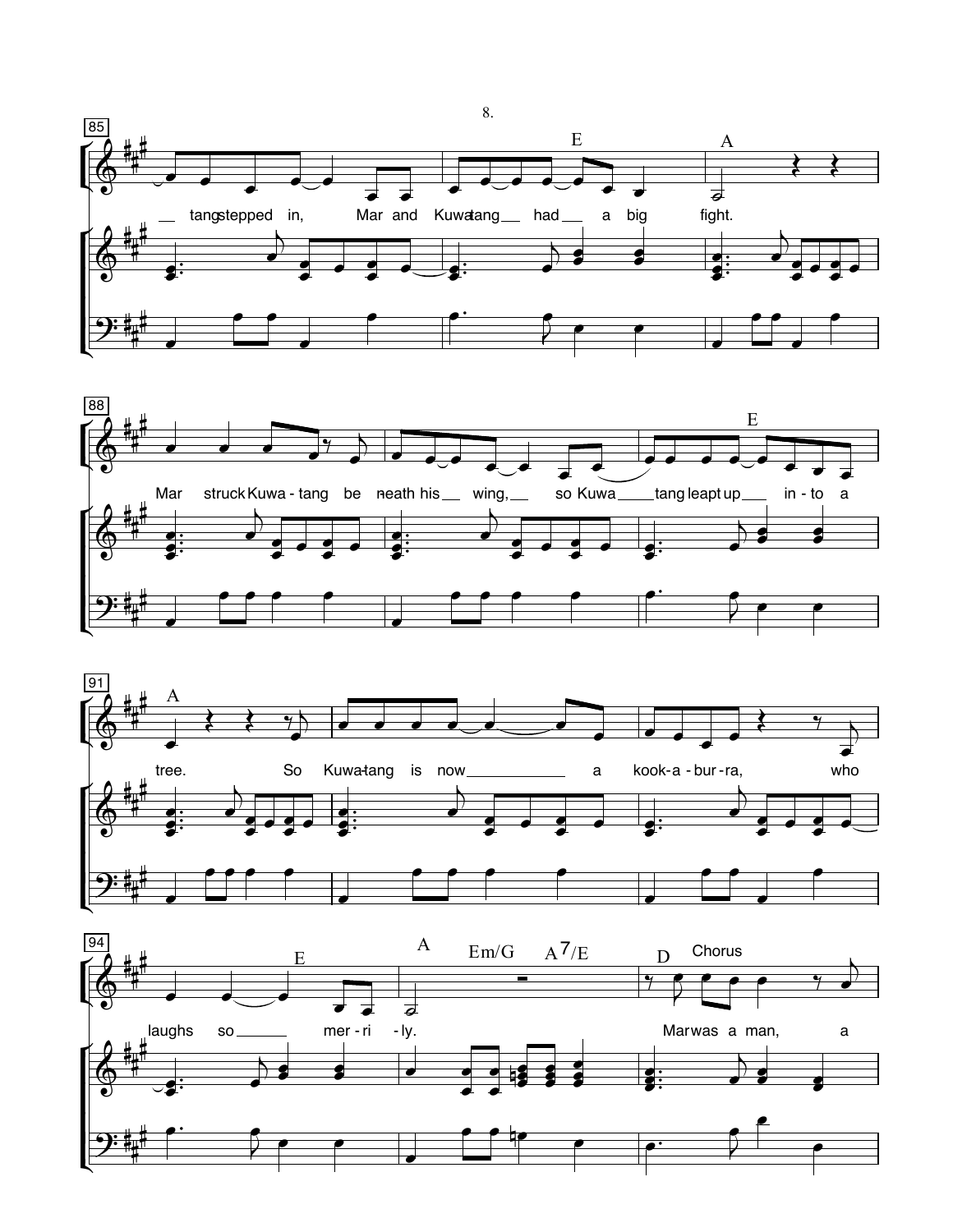85

tang stepped in, Mar and Kuwa-tang had a big fight.

E A

88

Mar struck Kuwa - tang be - neath his wing, so Kuwa tang leapt up in - to a

E

91

A

tree. So Kuwa-tang is now a kook-a - bur - ra, who

94

E A Em/G A7/E D Chorus

laughs so mer - ri - ly. Mar was a man, a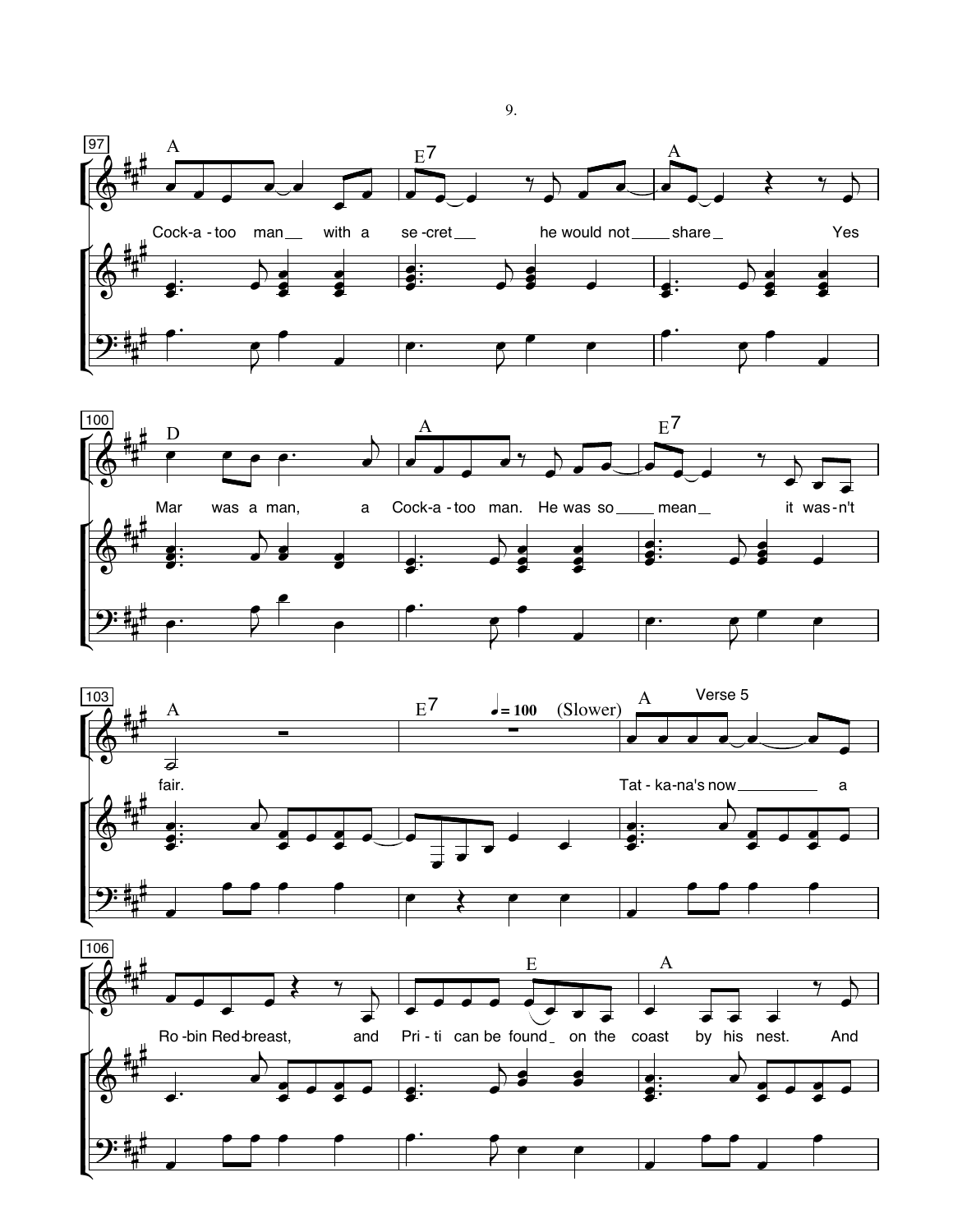97

A E7 A

Cock-a - too man with a se - cret he would not share Yes

100

D A E7

Mar was a man, a Cock-a - too man. He was so mean it was-n't

103

A E7 ♩= 100 (Slower) A Verse 5

fair. Tat - ka-na's now a

106

E A

Ro - bin Red-breast, and Pri - ti can be found on the coast by his nest. And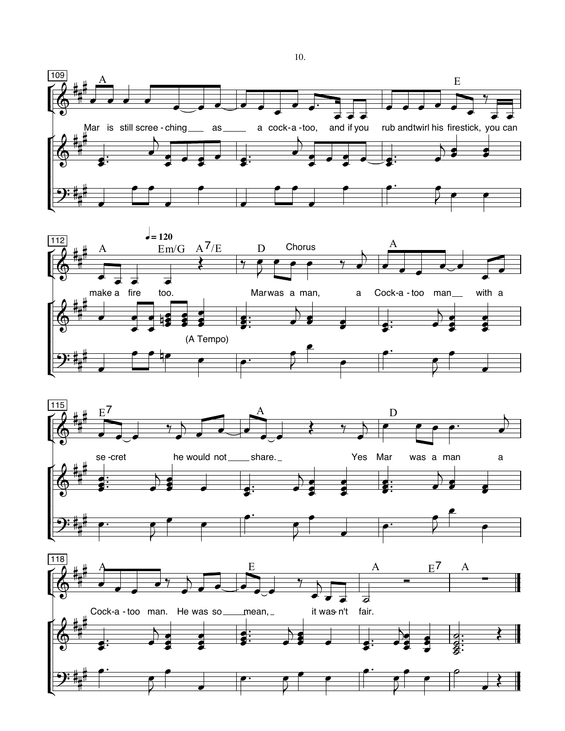109

A E

Mar is still scree - ching ___ as ___ a cock - a - too, and if you rub and twirl his firestick, you can

112

♩= 120

A Em/G $A^7$/E D Chorus A

make a fire too. Mar was a man, a Cock - a - too man ___ with a

(A Tempo)

115

$E^7$ A D

se - cret he would not ___ share. _ Yes Mar was a man a

118

A E A $E^7$ A

Cock - a - too man. He was so ___ mean, _ it was - n't fair.